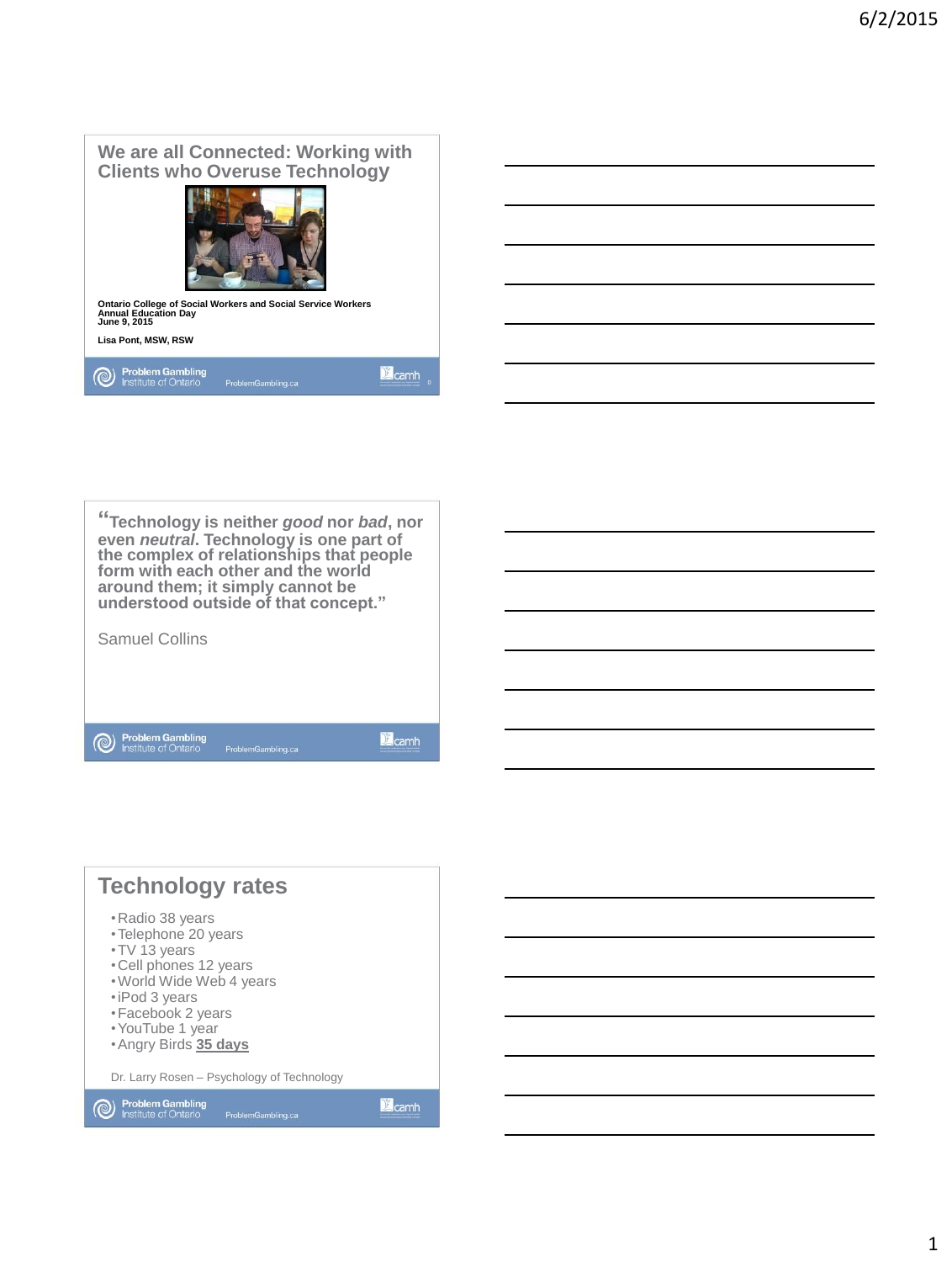# We are all Connected: Working with Clients who Overuse Technology

**Ontario College of Social Workers and Social Service Workers**
**Annual Education Day**
**June 9, 2015**

**Lisa Pont, MSW, RSW**

---

**"Technology is neither *good* nor *bad*, nor even *neutral*. Technology is one part of the complex of relationships that people form with each other and the world around them; it simply cannot be understood outside of that concept."**

Samuel Collins

---

## Technology rates

- Radio 38 years
- Telephone 20 years
- TV 13 years
- Cell phones 12 years
- World Wide Web 4 years
- iPod 3 years
- Facebook 2 years
- YouTube 1 year
- Angry Birds **35 days**

Dr. Larry Rosen – Psychology of Technology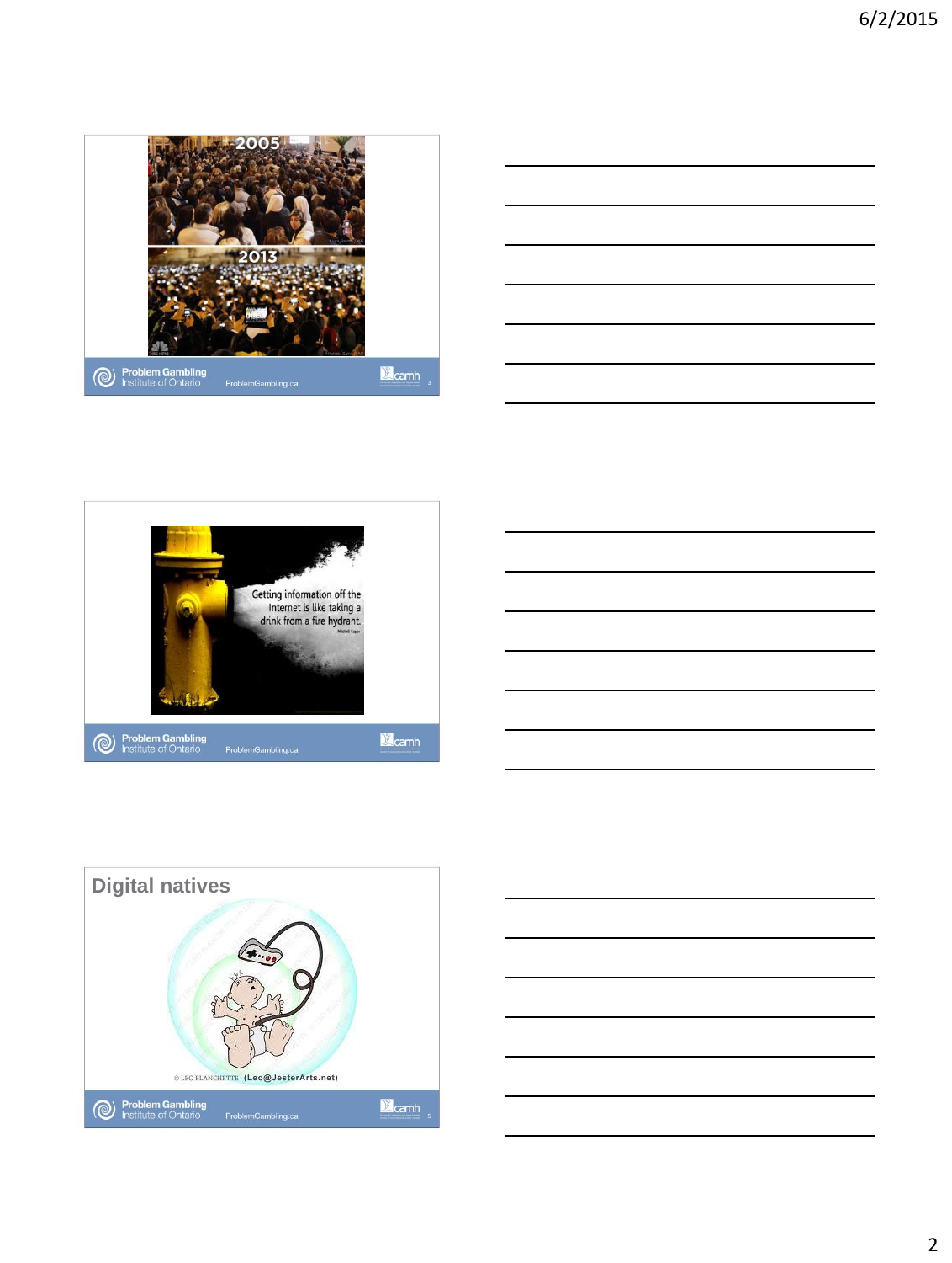2005

2013

Getting information off the Internet is like taking a drink from a fire hydrant.

Mitchell Kapor

## Digital natives

© LEO BLANCHETTE · (Leo@JesterArts.net)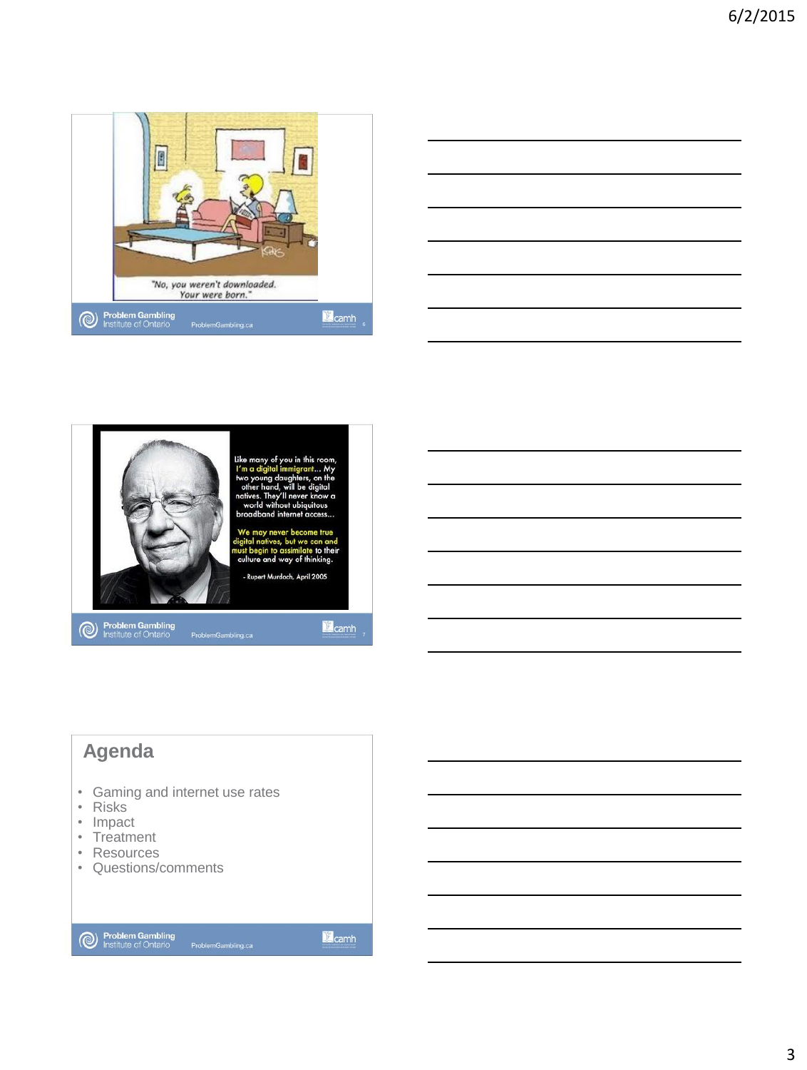"No, you weren't downloaded. Your were born."

Like many of you in this room, I'm a digital immigrant… My two young daughters, on the other hand, will be digital natives. They'll never know a world without ubiquitous broadband internet access…

We may never become true digital natives, but we can and must begin to assimilate to their culture and way of thinking.

- Rupert Murdoch, April 2005

## Agenda

- Gaming and internet use rates
- Risks
- Impact
- Treatment
- Resources
- Questions/comments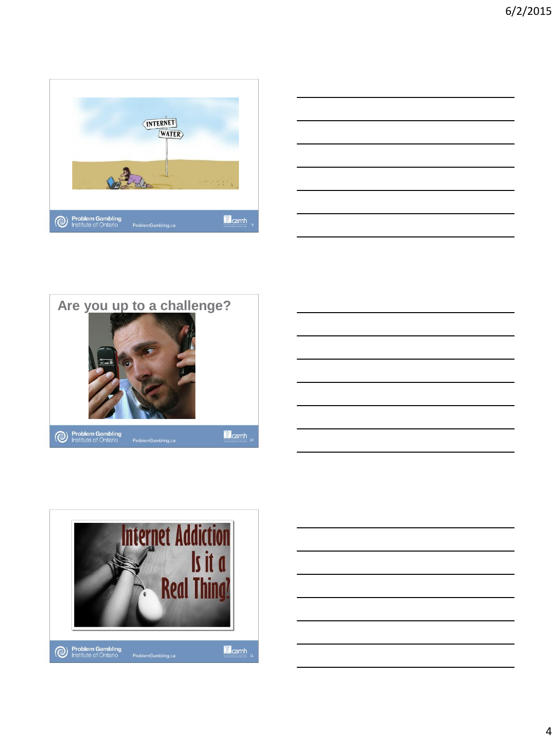INTERNET

WATER

Problem Gambling Institute of Ontario ProblemGambling.ca camh

## Are you up to a challenge?

Problem Gambling Institute of Ontario ProblemGambling.ca camh

Internet Addiction Is it a Real Thing?

Problem Gambling Institute of Ontario ProblemGambling.ca camh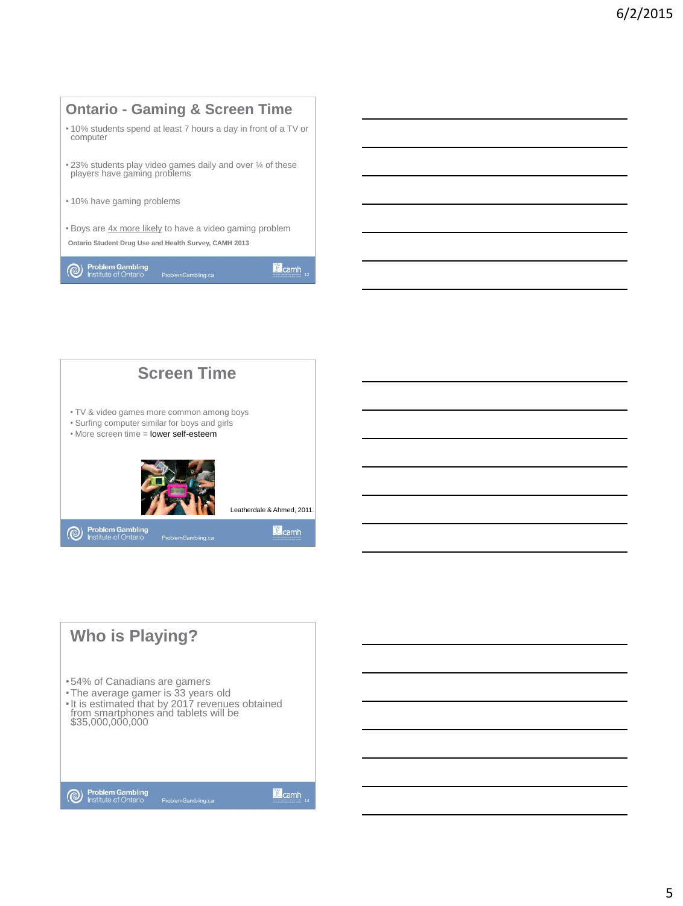## Ontario - Gaming & Screen Time

- 10% students spend at least 7 hours a day in front of a TV or computer
- 23% students play video games daily and over ¼ of these players have gaming problems
- 10% have gaming problems
- Boys are 4x more likely to have a video gaming problem

**Ontario Student Drug Use and Health Survey, CAMH 2013**

## Screen Time

- TV & video games more common among boys
- Surfing computer similar for boys and girls
- More screen time = lower self-esteem

Leatherdale & Ahmed, 2011.

## Who is Playing?

- 54% of Canadians are gamers
- The average gamer is 33 years old
- It is estimated that by 2017 revenues obtained from smartphones and tablets will be $35,000,000,000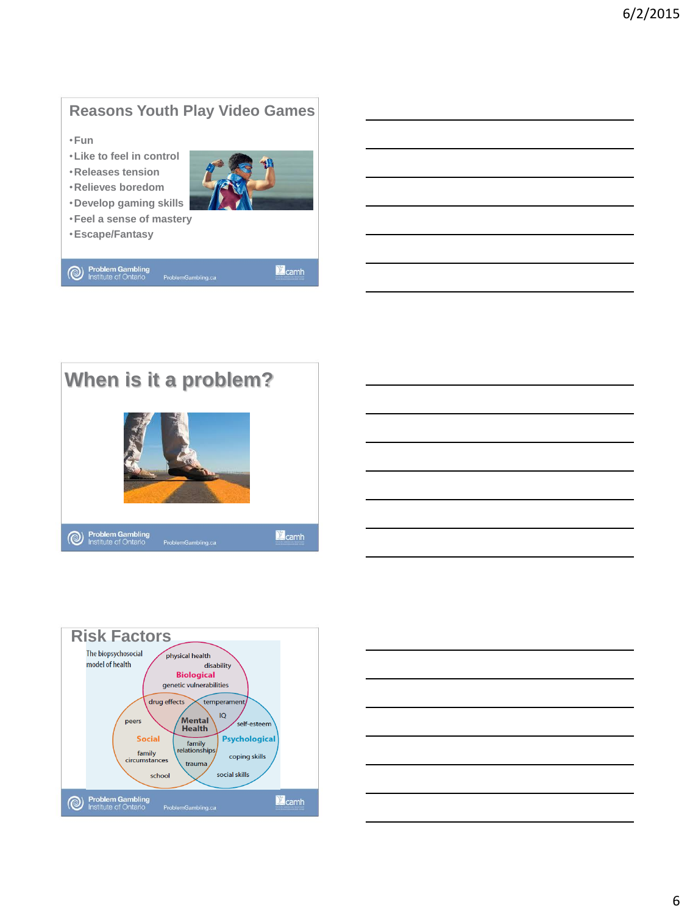## Reasons Youth Play Video Games

- Fun
- Like to feel in control
- Releases tension
- Relieves boredom
- Develop gaming skills
- Feel a sense of mastery
- Escape/Fantasy

Problem Gambling Institute of Ontario ProblemGambling.ca camh

## When is it a problem?

Problem Gambling Institute of Ontario ProblemGambling.ca camh

## Risk Factors

The biopsychosocial model of health

- **Biological**: physical health, disability, genetic vulnerabilities
- **Social**: peers, family circumstances, school
- **Psychological**: self-esteem, coping skills, social skills
- Biological/Social: drug effects
- Biological/Psychological: temperament, IQ
- Social/Psychological: family relationships, trauma
- Centre: **Mental Health**

Problem Gambling Institute of Ontario ProblemGambling.ca camh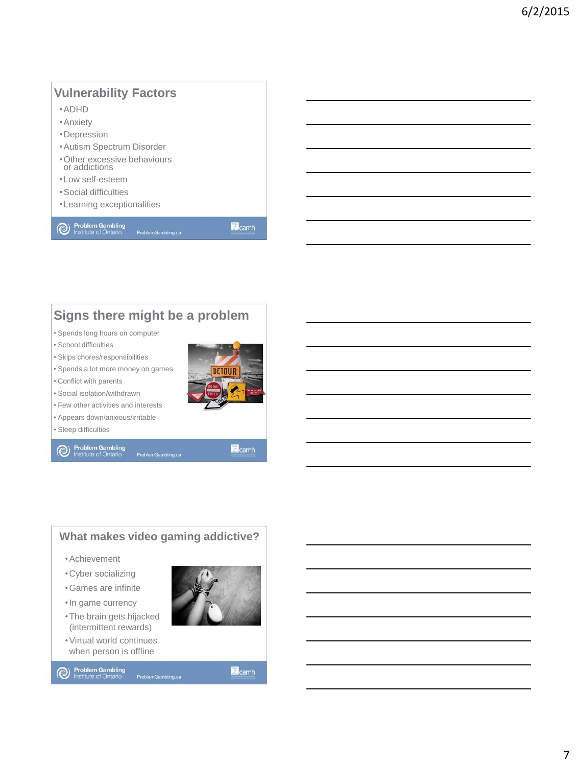## Vulnerability Factors

- ADHD
- Anxiety
- Depression
- Autism Spectrum Disorder
- Other excessive behaviours or addictions
- Low self-esteem
- Social difficulties
- Learning exceptionalities

## Signs there might be a problem

- Spends long hours on computer
- School difficulties
- Skips chores/responsibilities
- Spends a lot more money on games
- Conflict with parents
- Social isolation/withdrawn
- Few other activities and interests
- Appears down/anxious/irritable
- Sleep difficulties

## What makes video gaming addictive?

- Achievement
- Cyber socializing
- Games are infinite
- In game currency
- The brain gets hijacked (intermittent rewards)
- Virtual world continues when person is offline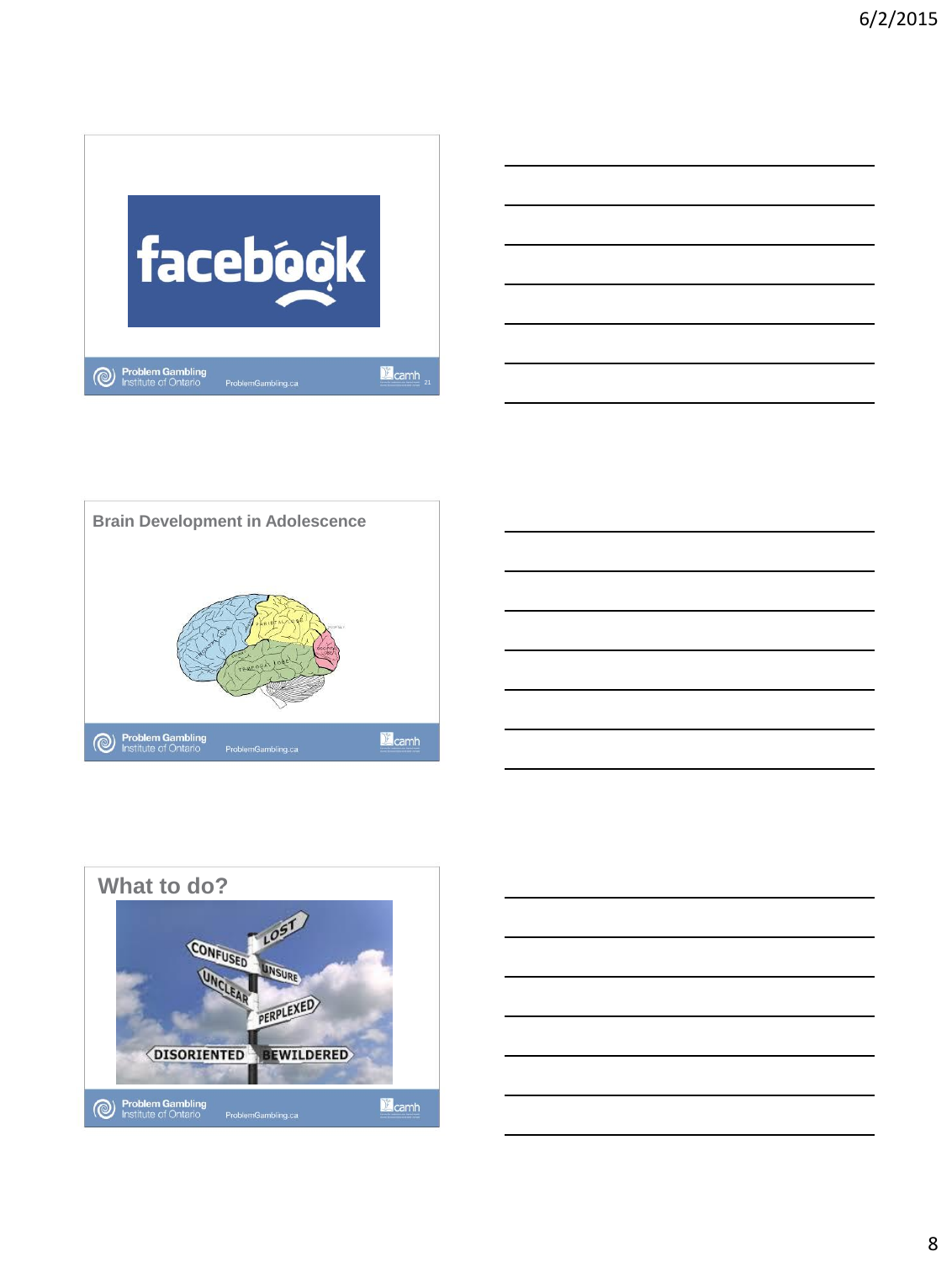## Brain Development in Adolescence

## What to do?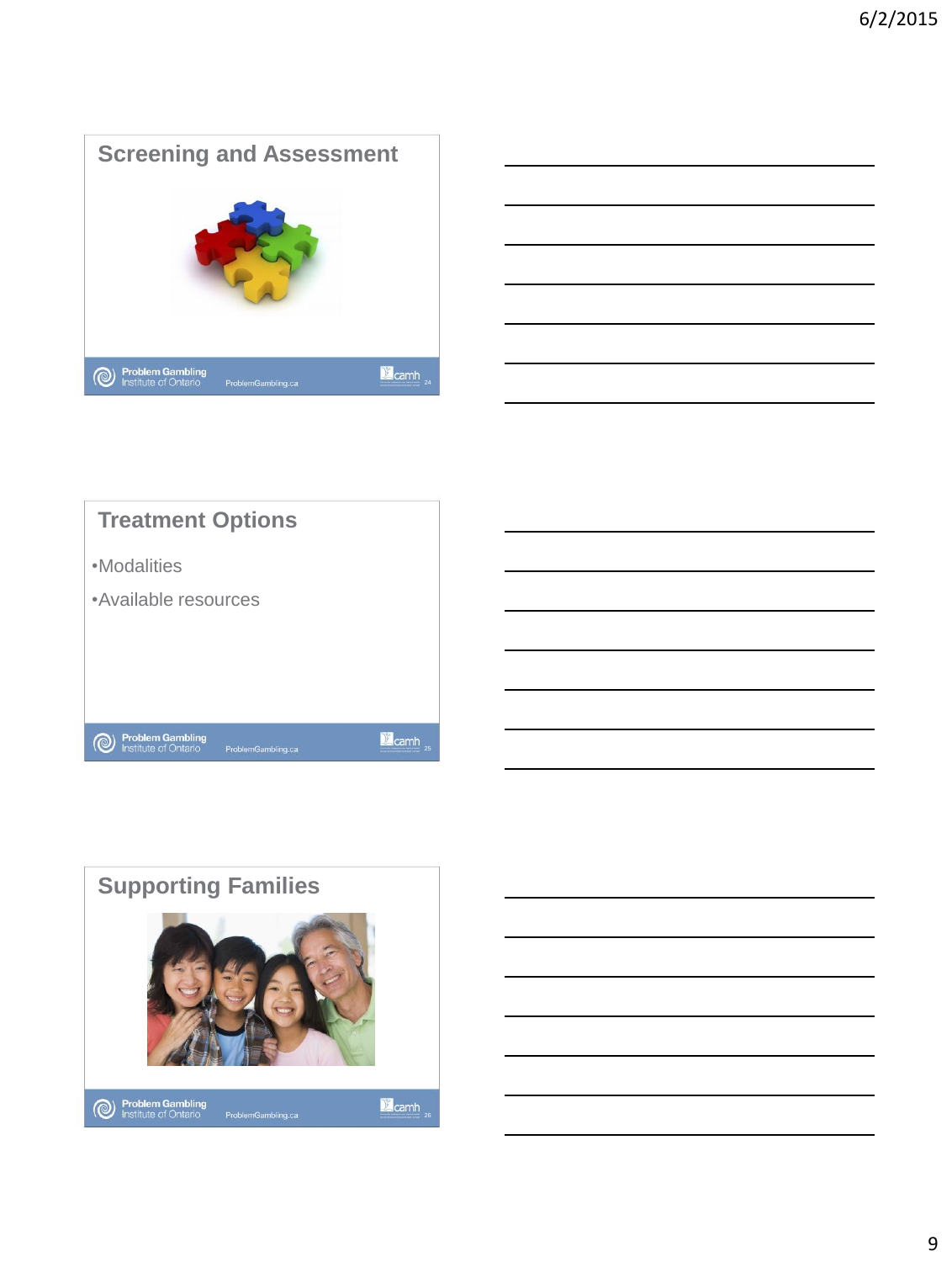## Screening and Assessment

## Treatment Options

- Modalities
- Available resources

## Supporting Families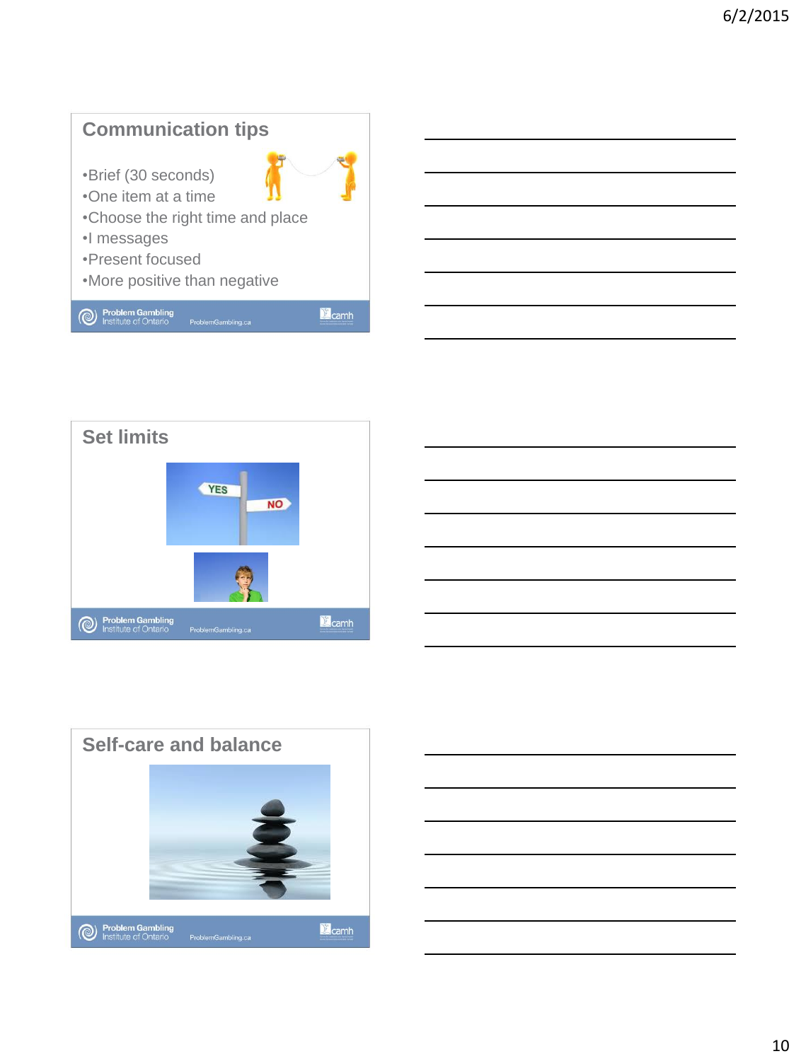## Communication tips

- Brief (30 seconds)
- One item at a time
- Choose the right time and place
- I messages
- Present focused
- More positive than negative

## Set limits

## Self-care and balance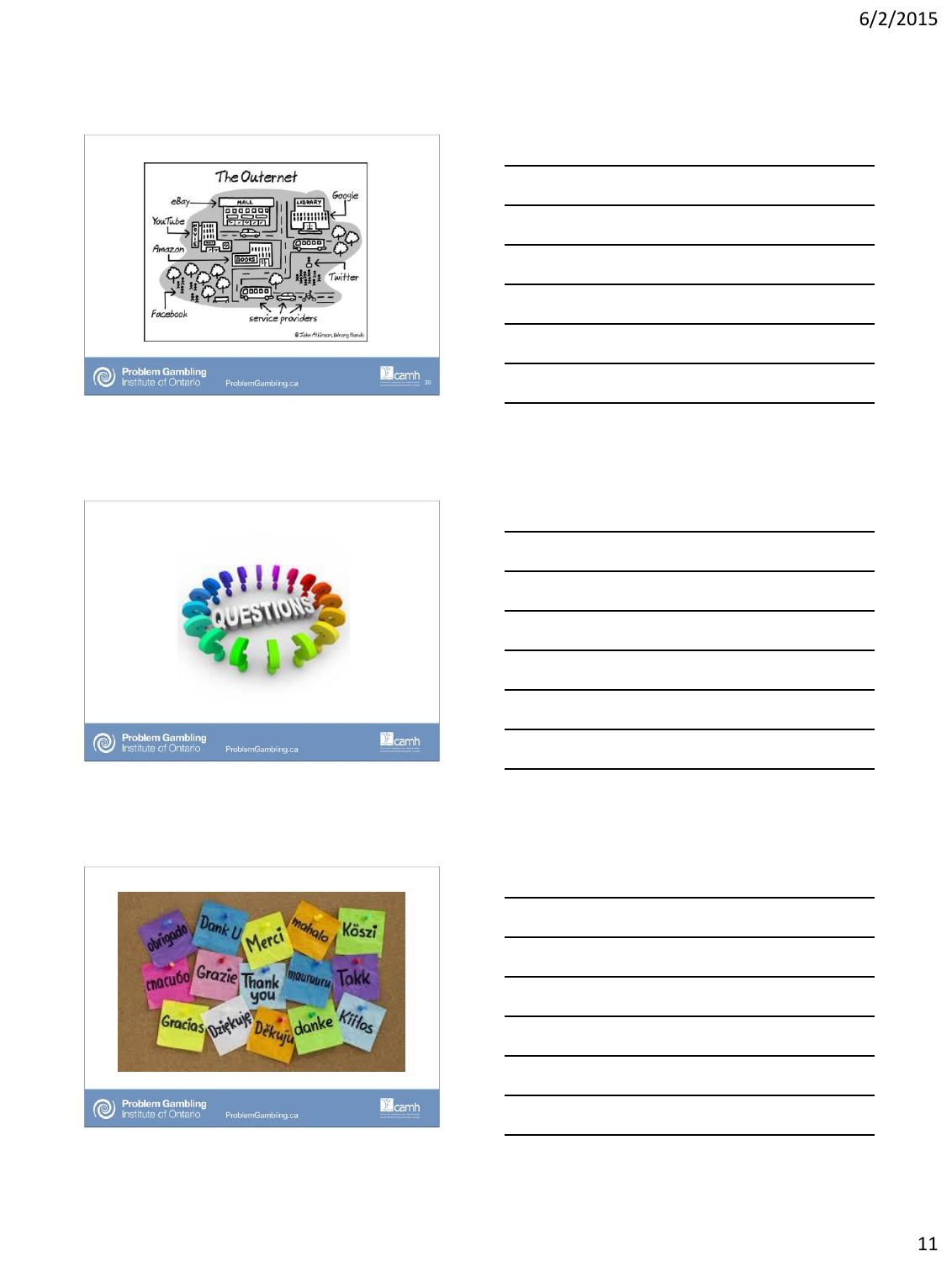## The Outernet

eBay, YouTube, Amazon, Facebook, Google, Twitter, service providers

MALL · LIBRARY · BOOKS

© John Atkinson, Wrong Hands

## QUESTIONS

obrigado · Dank U · Merci · mahalo · Köszi

спасибо · Grazie · Thank you · ngiyabonga · Takk

Gracias · Dziękuję · Děkuji · danke · Kiitos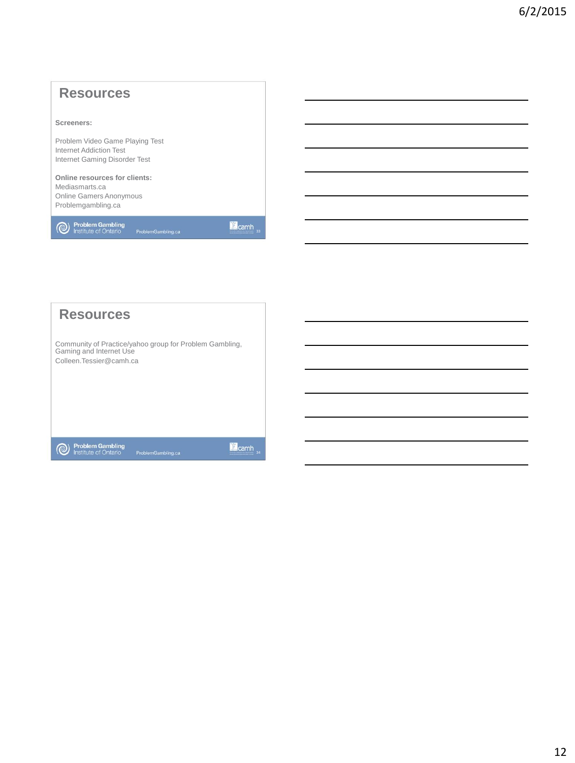## Resources

**Screeners:**

Problem Video Game Playing Test
Internet Addiction Test
Internet Gaming Disorder Test

**Online resources for clients:**
Mediasmarts.ca
Online Gamers Anonymous
Problemgambling.ca

## Resources

Community of Practice/yahoo group for Problem Gambling, Gaming and Internet Use
Colleen.Tessier@camh.ca